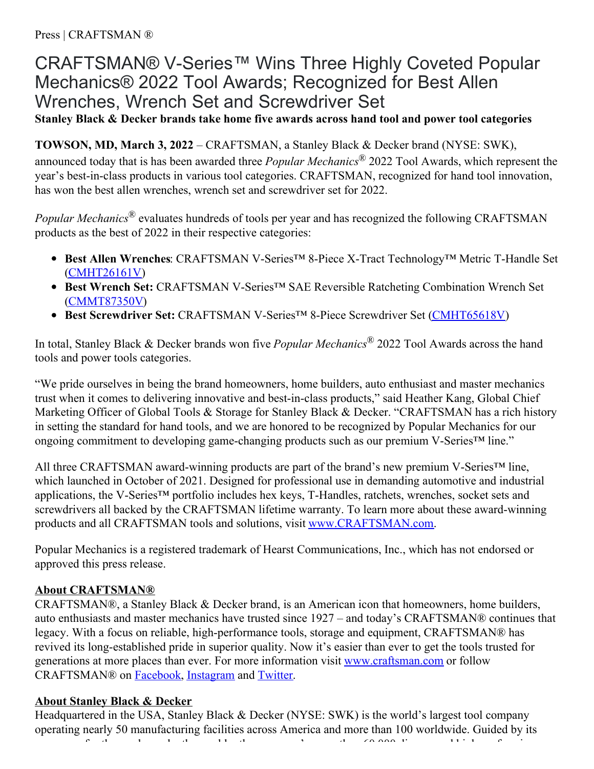Press | CRAFTSMAN ®

# CRAFTSMAN® V-Series™ Wins Three Highly Coveted Popular Mechanics® 2022 Tool Awards; Recognized for Best Allen Wrenches, Wrench Set and Screwdriver Set

**Stanley Black & Decker brands take home five awards across hand tool and power tool categories**

**TOWSON, MD, March 3, 2022** – CRAFTSMAN, a Stanley Black & Decker brand (NYSE: SWK), announced today that is has been awarded three *Popular Mechanics®* 2022 Tool Awards, which represent the year's best-in-class products in various tool categories. CRAFTSMAN, recognized for hand tool innovation, has won the best allen wrenches, wrench set and screwdriver set for 2022.

*Popular Mechanics®* evaluates hundreds of tools per year and has recognized the following CRAFTSMAN products as the best of 2022 in their respective categories:

- **Best Allen Wrenches**: CRAFTSMAN V-Series™ 8-Piece X-Tract Technology™ Metric T-Handle Set (CMHT26161V)
- **Best Wrench Set:** CRAFTSMAN V-Series™ SAE Reversible Ratcheting Combination Wrench Set (CMMT87350V)
- **Best Screwdriver Set:** CRAFTSMAN V-Series™ 8-Piece Screwdriver Set (CMHT65618V)

In total, Stanley Black & Decker brands won five *Popular Mechanics®* 2022 Tool Awards across the hand tools and power tools categories.

"We pride ourselves in being the brand homeowners, home builders, auto enthusiast and master mechanics trust when it comes to delivering innovative and best-in-class products," said Heather Kang, Global Chief Marketing Officer of Global Tools & Storage for Stanley Black & Decker. "CRAFTSMAN has a rich history in setting the standard for hand tools, and we are honored to be recognized by Popular Mechanics for our ongoing commitment to developing game-changing products such as our premium V-Series™ line."

All three CRAFTSMAN award-winning products are part of the brand's new premium V-Series™ line, which launched in October of 2021. Designed for professional use in demanding automotive and industrial applications, the V-Series™ portfolio includes hex keys, T-Handles, ratchets, wrenches, socket sets and screwdrivers all backed by the CRAFTSMAN lifetime warranty. To learn more about these award-winning products and all CRAFTSMAN tools and solutions, visit www.CRAFTSMAN.com.

Popular Mechanics is a registered trademark of Hearst Communications, Inc., which has not endorsed or approved this press release.

## About CRAFTSMAN®

CRAFTSMAN®, a Stanley Black & Decker brand, is an American icon that homeowners, home builders, auto enthusiasts and master mechanics have trusted since 1927 – and today's CRAFTSMAN® continues that legacy. With a focus on reliable, high-performance tools, storage and equipment, CRAFTSMAN® has revived its long-established pride in superior quality. Now it's easier than ever to get the tools trusted for generations at more places than ever. For more information visit www.craftsman.com or follow CRAFTSMAN® on Facebook, Instagram and Twitter.

## About Stanley Black & Decker

Headquartered in the USA, Stanley Black & Decker (NYSE: SWK) is the world's largest tool company operating nearly 50 manufacturing facilities across America and more than 100 worldwide. Guided by its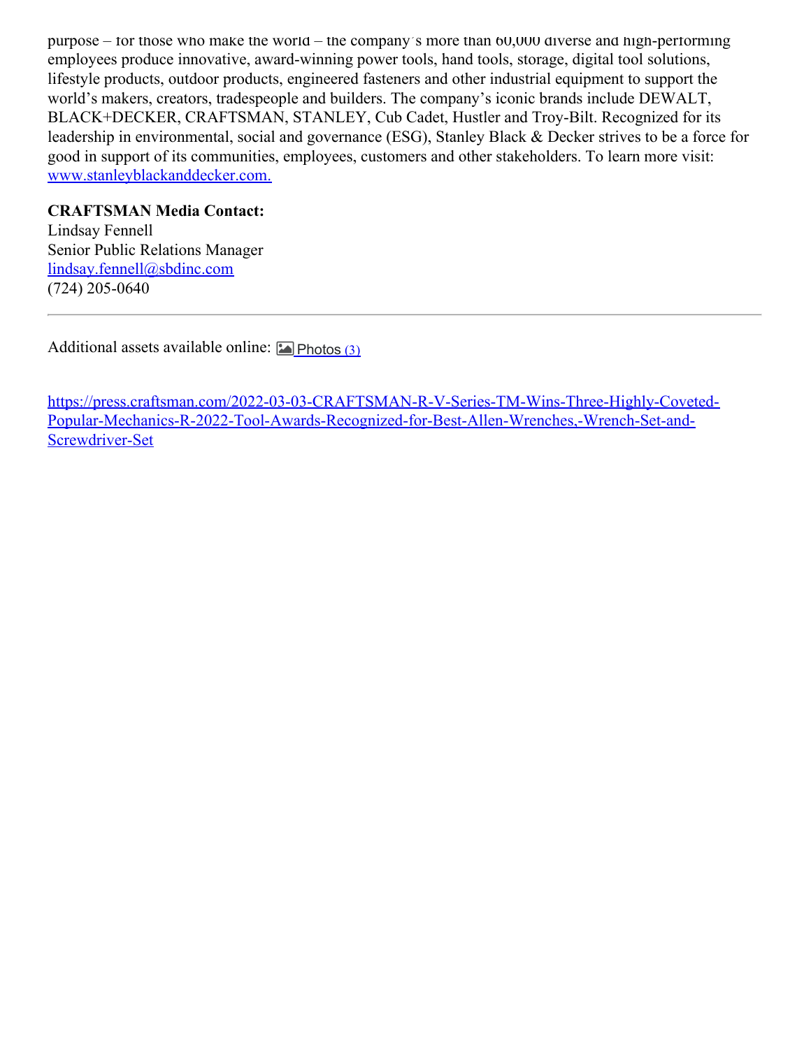purpose – for those who make the world – the company's more than 60,000 diverse and high-performing employees produce innovative, award-winning power tools, hand tools, storage, digital tool solutions, lifestyle products, outdoor products, engineered fasteners and other industrial equipment to support the world's makers, creators, tradespeople and builders. The company's iconic brands include DEWALT, BLACK+DECKER, CRAFTSMAN, STANLEY, Cub Cadet, Hustler and Troy-Bilt. Recognized for its leadership in environmental, social and governance (ESG), Stanley Black & Decker strives to be a force for good in support of its communities, employees, customers and other stakeholders. To learn more visit: [www.stanleyblackanddecker.com.](http://www.stanleyblackanddecker.com)

**CRAFTSMAN Media Contact:**
Lindsay Fennell
Senior Public Relations Manager
[lindsay.fennell@sbdinc.com](mailto:lindsay.fennell@sbdinc.com)
(724) 205-0640

---

Additional assets available online: Photos (3)

[https://press.craftsman.com/2022-03-03-CRAFTSMAN-R-V-Series-TM-Wins-Three-Highly-Coveted-Popular-Mechanics-R-2022-Tool-Awards-Recognized-for-Best-Allen-Wrenches,-Wrench-Set-and-Screwdriver-Set](https://press.craftsman.com/2022-03-03-CRAFTSMAN-R-V-Series-TM-Wins-Three-Highly-Coveted-Popular-Mechanics-R-2022-Tool-Awards-Recognized-for-Best-Allen-Wrenches,-Wrench-Set-and-Screwdriver-Set)